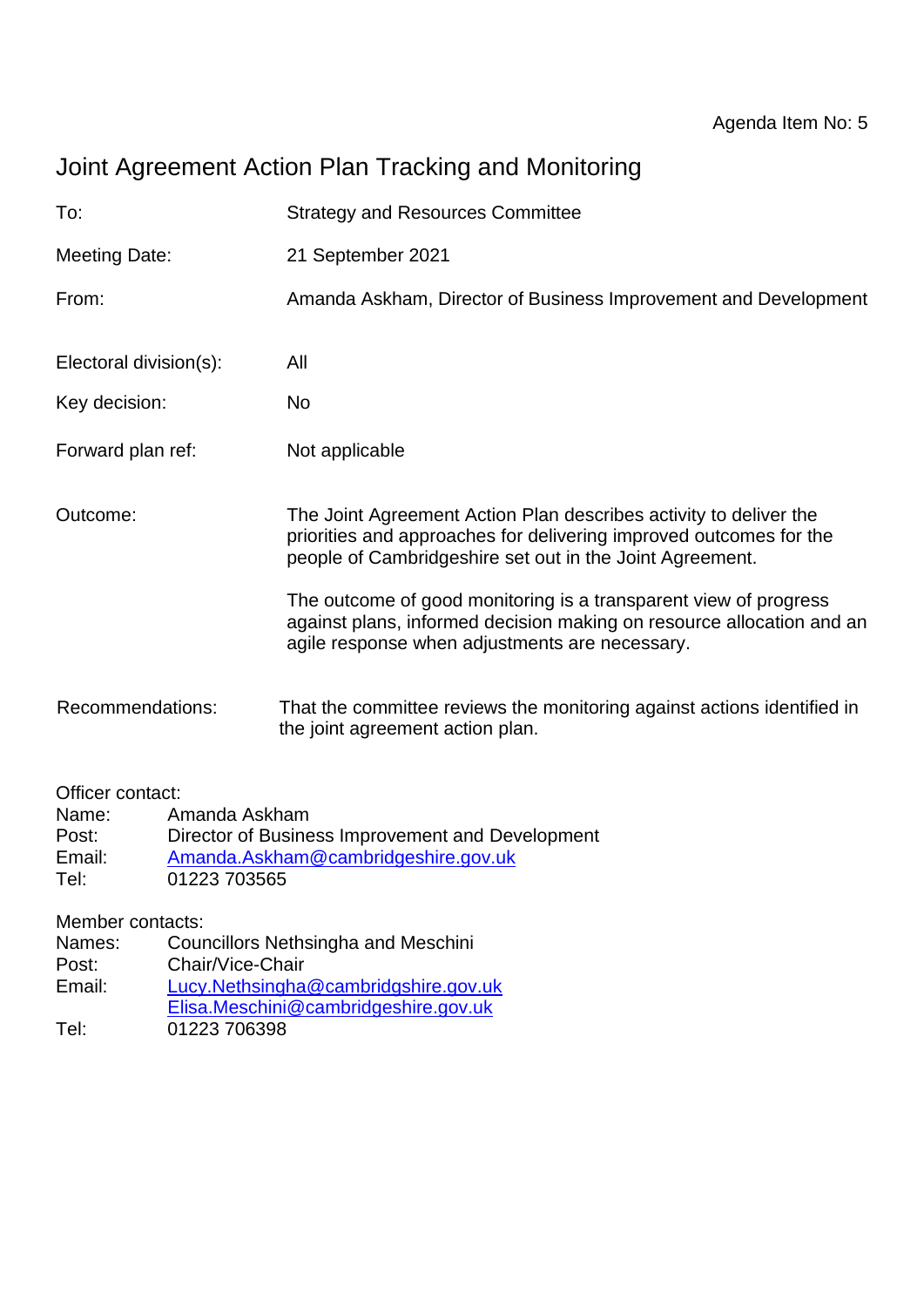Agenda Item No: 5

# Joint Agreement Action Plan Tracking and Monitoring

| | |
|---|---|
| To: | Strategy and Resources Committee |
| Meeting Date: | 21 September 2021 |
| From: | Amanda Askham, Director of Business Improvement and Development |
| Electoral division(s): | All |
| Key decision: | No |
| Forward plan ref: | Not applicable |
| Outcome: | The Joint Agreement Action Plan describes activity to deliver the priorities and approaches for delivering improved outcomes for the people of Cambridgeshire set out in the Joint Agreement.<br><br>The outcome of good monitoring is a transparent view of progress against plans, informed decision making on resource allocation and an agile response when adjustments are necessary. |
| Recommendations: | That the committee reviews the monitoring against actions identified in the joint agreement action plan. |

Officer contact:
Name: Amanda Askham
Post: Director of Business Improvement and Development
Email: Amanda.Askham@cambridgeshire.gov.uk
Tel: 01223 703565

Member contacts:
Names: Councillors Nethsingha and Meschini
Post: Chair/Vice-Chair
Email: Lucy.Nethsingha@cambridgshire.gov.uk
Elisa.Meschini@cambridgeshire.gov.uk
Tel: 01223 706398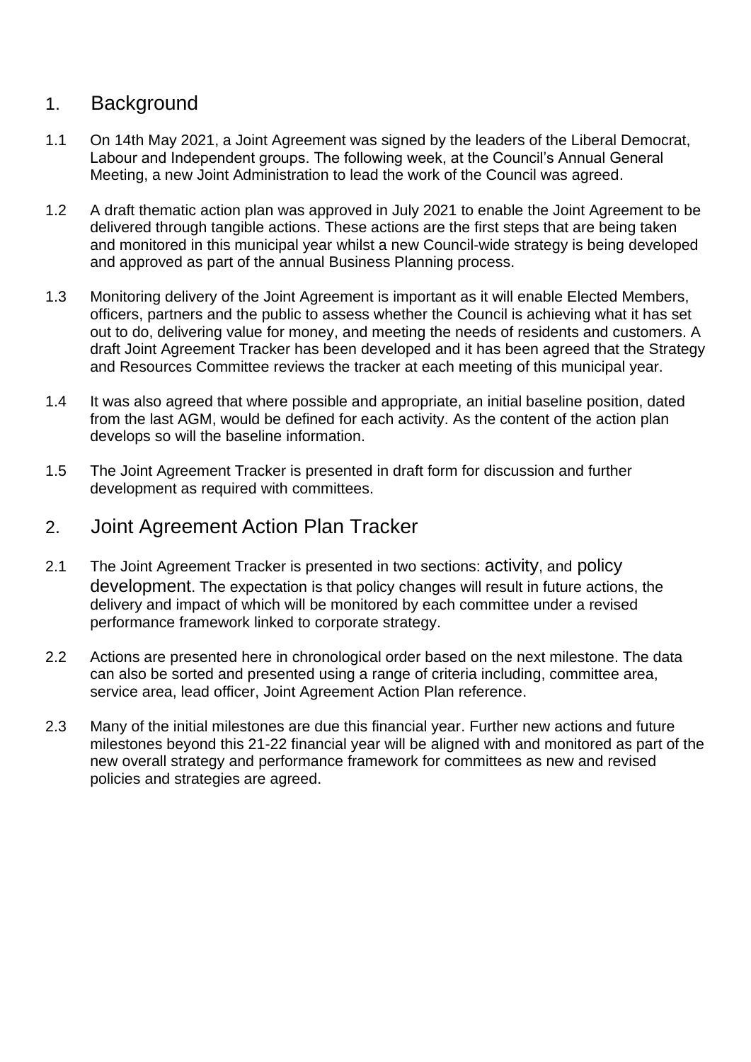## 1. Background

1.1 On 14th May 2021, a Joint Agreement was signed by the leaders of the Liberal Democrat, Labour and Independent groups. The following week, at the Council's Annual General Meeting, a new Joint Administration to lead the work of the Council was agreed.

1.2 A draft thematic action plan was approved in July 2021 to enable the Joint Agreement to be delivered through tangible actions. These actions are the first steps that are being taken and monitored in this municipal year whilst a new Council-wide strategy is being developed and approved as part of the annual Business Planning process.

1.3 Monitoring delivery of the Joint Agreement is important as it will enable Elected Members, officers, partners and the public to assess whether the Council is achieving what it has set out to do, delivering value for money, and meeting the needs of residents and customers. A draft Joint Agreement Tracker has been developed and it has been agreed that the Strategy and Resources Committee reviews the tracker at each meeting of this municipal year.

1.4 It was also agreed that where possible and appropriate, an initial baseline position, dated from the last AGM, would be defined for each activity. As the content of the action plan develops so will the baseline information.

1.5 The Joint Agreement Tracker is presented in draft form for discussion and further development as required with committees.

## 2. Joint Agreement Action Plan Tracker

2.1 The Joint Agreement Tracker is presented in two sections: activity, and policy development. The expectation is that policy changes will result in future actions, the delivery and impact of which will be monitored by each committee under a revised performance framework linked to corporate strategy.

2.2 Actions are presented here in chronological order based on the next milestone. The data can also be sorted and presented using a range of criteria including, committee area, service area, lead officer, Joint Agreement Action Plan reference.

2.3 Many of the initial milestones are due this financial year. Further new actions and future milestones beyond this 21-22 financial year will be aligned with and monitored as part of the new overall strategy and performance framework for committees as new and revised policies and strategies are agreed.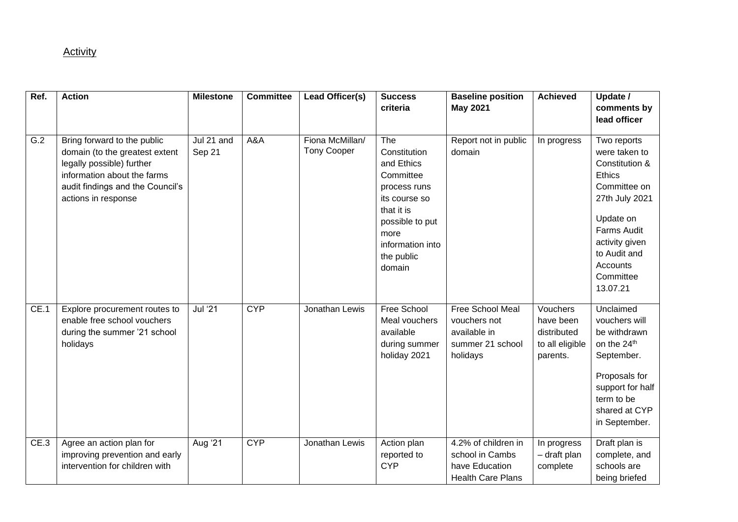Activity

| Ref. | Action | Milestone | Committee | Lead Officer(s) | Success criteria | Baseline position May 2021 | Achieved | Update / comments by lead officer |
|---|---|---|---|---|---|---|---|---|
| G.2 | Bring forward to the public domain (to the greatest extent legally possible) further information about the farms audit findings and the Council's actions in response | Jul 21 and Sep 21 | A&A | Fiona McMillan/ Tony Cooper | The Constitution and Ethics Committee process runs its course so that it is possible to put more information into the public domain | Report not in public domain | In progress | Two reports were taken to Constitution & Ethics Committee on 27th July 2021<br><br>Update on Farms Audit activity given to Audit and Accounts Committee 13.07.21 |
| CE.1 | Explore procurement routes to enable free school vouchers during the summer '21 school holidays | Jul '21 | CYP | Jonathan Lewis | Free School Meal vouchers available during summer holiday 2021 | Free School Meal vouchers not available in summer 21 school holidays | Vouchers have been distributed to all eligible parents. | Unclaimed vouchers will be withdrawn on the 24th September.<br><br>Proposals for support for half term to be shared at CYP in September. |
| CE.3 | Agree an action plan for improving prevention and early intervention for children with | Aug '21 | CYP | Jonathan Lewis | Action plan reported to CYP | 4.2% of children in school in Cambs have Education Health Care Plans | In progress – draft plan complete | Draft plan is complete, and schools are being briefed |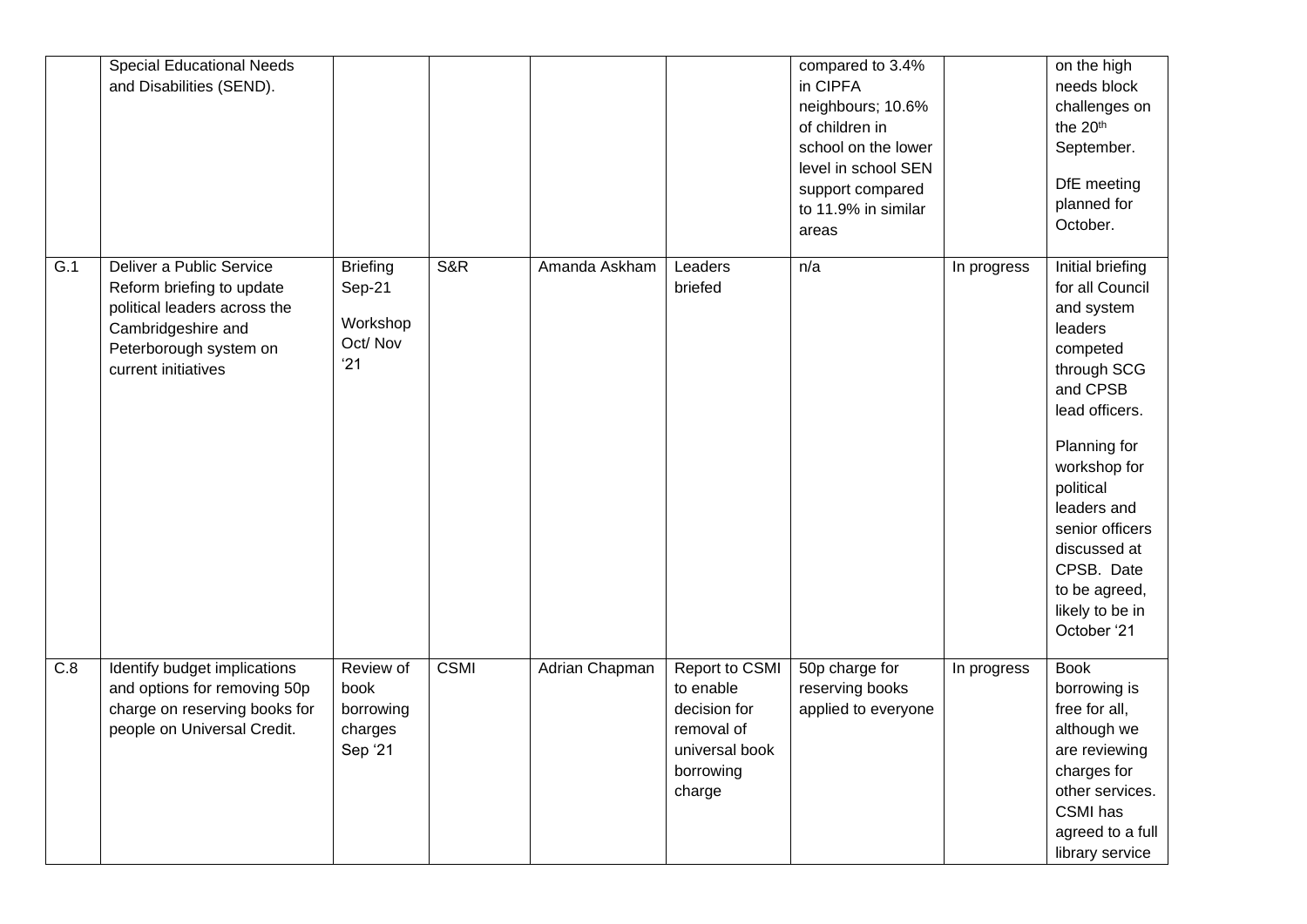|  |  |  |  |  |  |  |  |  |
|---|---|---|---|---|---|---|---|---|
|  | Special Educational Needs and Disabilities (SEND). |  |  |  |  | compared to 3.4% in CIPFA neighbours; 10.6% of children in school on the lower level in school SEN support compared to 11.9% in similar areas |  | on the high needs block challenges on the 20th September.<br><br>DfE meeting planned for October. |
| G.1 | Deliver a Public Service Reform briefing to update political leaders across the Cambridgeshire and Peterborough system on current initiatives | Briefing Sep-21<br><br>Workshop Oct/ Nov '21 | S&R | Amanda Askham | Leaders briefed | n/a | In progress | Initial briefing for all Council and system leaders competed through SCG and CPSB lead officers.<br><br>Planning for workshop for political leaders and senior officers discussed at CPSB. Date to be agreed, likely to be in October '21 |
| C.8 | Identify budget implications and options for removing 50p charge on reserving books for people on Universal Credit. | Review of book borrowing charges Sep '21 | CSMI | Adrian Chapman | Report to CSMI to enable decision for removal of universal book borrowing charge | 50p charge for reserving books applied to everyone | In progress | Book borrowing is free for all, although we are reviewing charges for other services. CSMI has agreed to a full library service |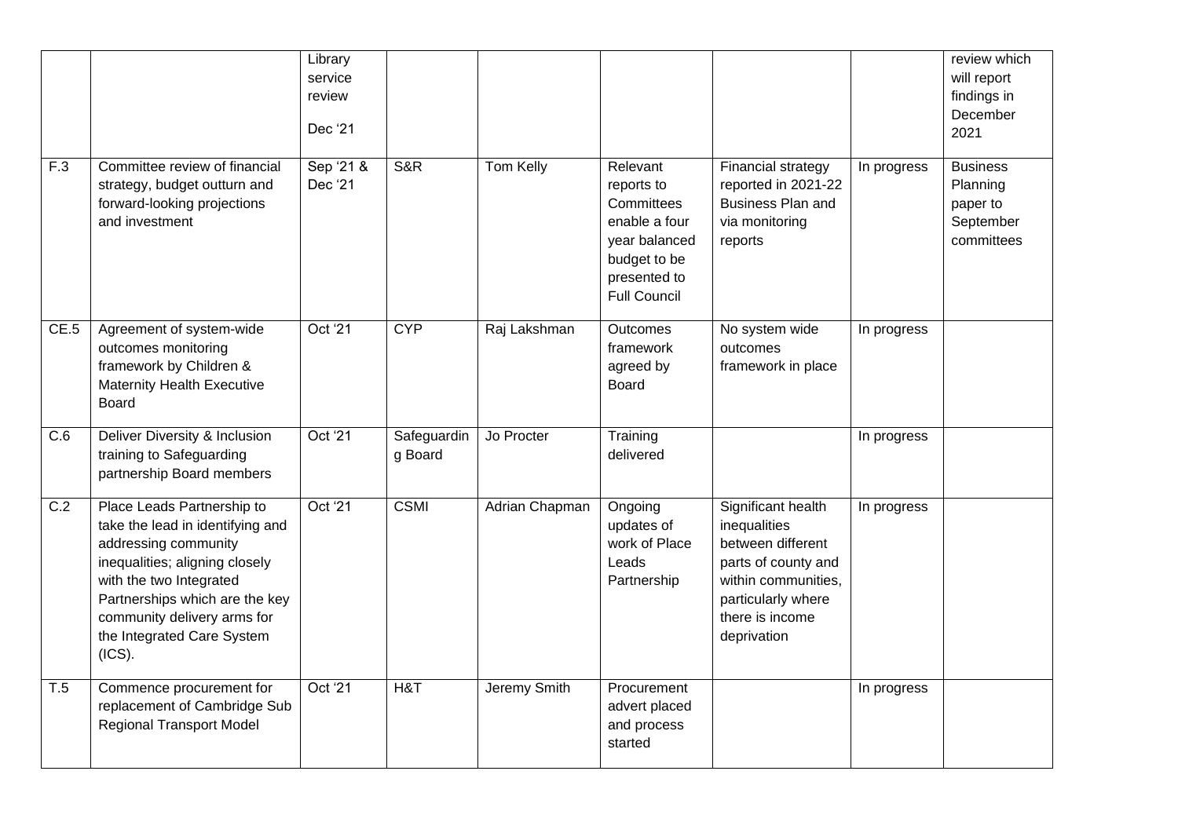| | | | | | | | | |
|---|---|---|---|---|---|---|---|---|
| | | Library service review Dec '21 | | | | | | review which will report findings in December 2021 |
| F.3 | Committee review of financial strategy, budget outturn and forward-looking projections and investment | Sep '21 & Dec '21 | S&R | Tom Kelly | Relevant reports to Committees enable a four year balanced budget to be presented to Full Council | Financial strategy reported in 2021-22 Business Plan and via monitoring reports | In progress | Business Planning paper to September committees |
| CE.5 | Agreement of system-wide outcomes monitoring framework by Children & Maternity Health Executive Board | Oct '21 | CYP | Raj Lakshman | Outcomes framework agreed by Board | No system wide outcomes framework in place | In progress | |
| C.6 | Deliver Diversity & Inclusion training to Safeguarding partnership Board members | Oct '21 | Safeguarding Board | Jo Procter | Training delivered | | In progress | |
| C.2 | Place Leads Partnership to take the lead in identifying and addressing community inequalities; aligning closely with the two Integrated Partnerships which are the key community delivery arms for the Integrated Care System (ICS). | Oct '21 | CSMI | Adrian Chapman | Ongoing updates of work of Place Leads Partnership | Significant health inequalities between different parts of county and within communities, particularly where there is income deprivation | In progress | |
| T.5 | Commence procurement for replacement of Cambridge Sub Regional Transport Model | Oct '21 | H&T | Jeremy Smith | Procurement advert placed and process started | | In progress | |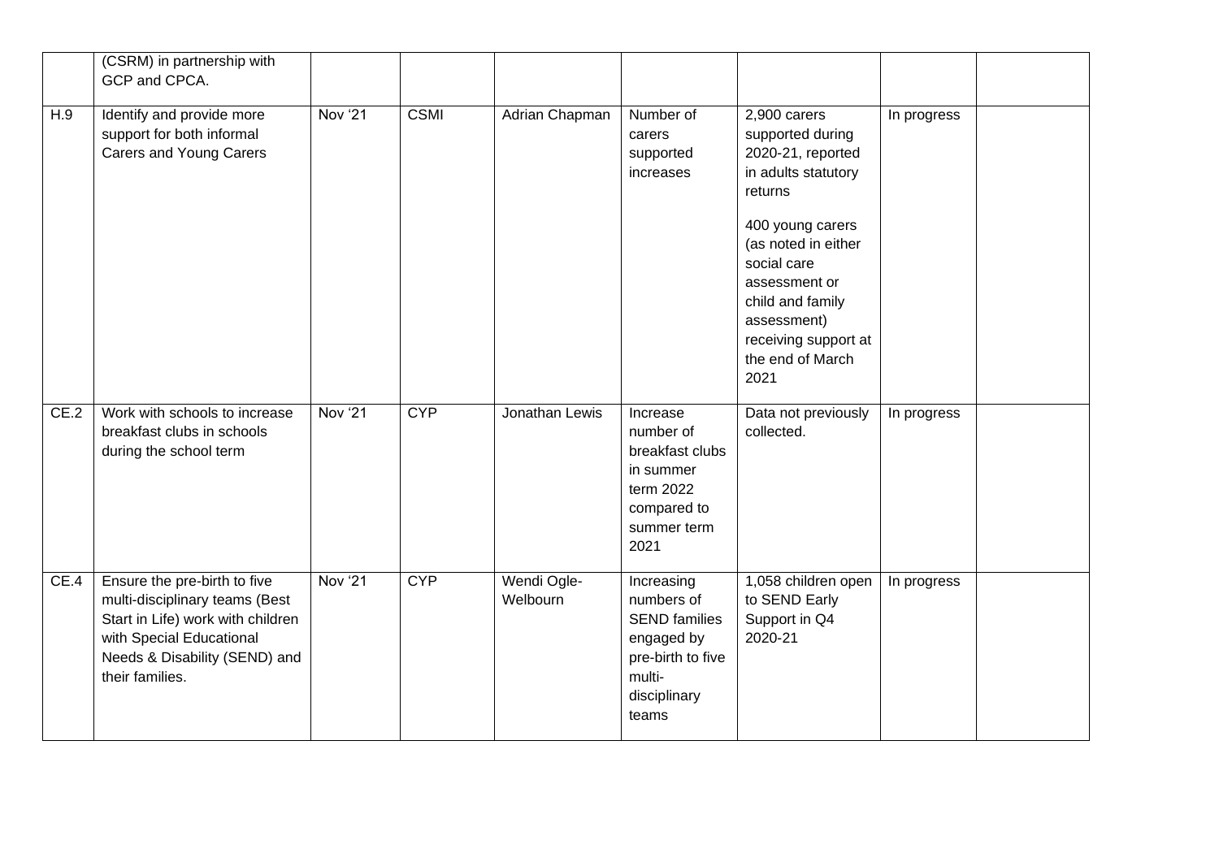|  | (CSRM) in partnership with GCP and CPCA. |  |  |  |  |  |  |  |
|---|---|---|---|---|---|---|---|---|
| H.9 | Identify and provide more support for both informal Carers and Young Carers | Nov '21 | CSMI | Adrian Chapman | Number of carers supported increases | 2,900 carers supported during 2020-21, reported in adults statutory returns<br><br>400 young carers (as noted in either social care assessment or child and family assessment) receiving support at the end of March 2021 | In progress |  |
| CE.2 | Work with schools to increase breakfast clubs in schools during the school term | Nov '21 | CYP | Jonathan Lewis | Increase number of breakfast clubs in summer term 2022 compared to summer term 2021 | Data not previously collected. | In progress |  |
| CE.4 | Ensure the pre-birth to five multi-disciplinary teams (Best Start in Life) work with children with Special Educational Needs & Disability (SEND) and their families. | Nov '21 | CYP | Wendi Ogle-Welbourn | Increasing numbers of SEND families engaged by pre-birth to five multi-disciplinary teams | 1,058 children open to SEND Early Support in Q4 2020-21 | In progress |  |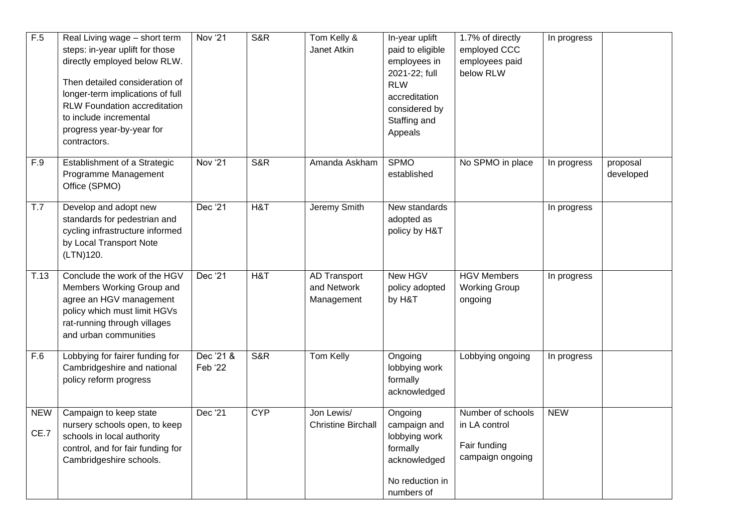| F.5 | Real Living wage – short term steps: in-year uplift for those directly employed below RLW.<br><br>Then detailed consideration of longer-term implications of full RLW Foundation accreditation to include incremental progress year-by-year for contractors. | Nov '21 | S&R | Tom Kelly & Janet Atkin | In-year uplift paid to eligible employees in 2021-22; full RLW accreditation considered by Staffing and Appeals | 1.7% of directly employed CCC employees paid below RLW | In progress | |
|---|---|---|---|---|---|---|---|---|
| F.9 | Establishment of a Strategic Programme Management Office (SPMO) | Nov '21 | S&R | Amanda Askham | SPMO established | No SPMO in place | In progress | proposal developed |
| T.7 | Develop and adopt new standards for pedestrian and cycling infrastructure informed by Local Transport Note (LTN)120. | Dec '21 | H&T | Jeremy Smith | New standards adopted as policy by H&T | | In progress | |
| T.13 | Conclude the work of the HGV Members Working Group and agree an HGV management policy which must limit HGVs rat-running through villages and urban communities | Dec '21 | H&T | AD Transport and Network Management | New HGV policy adopted by H&T | HGV Members Working Group ongoing | In progress | |
| F.6 | Lobbying for fairer funding for Cambridgeshire and national policy reform progress | Dec '21 & Feb '22 | S&R | Tom Kelly | Ongoing lobbying work formally acknowledged | Lobbying ongoing | In progress | |
| NEW CE.7 | Campaign to keep state nursery schools open, to keep schools in local authority control, and for fair funding for Cambridgeshire schools. | Dec '21 | CYP | Jon Lewis/ Christine Birchall | Ongoing campaign and lobbying work formally acknowledged<br><br>No reduction in numbers of | Number of schools in LA control<br><br>Fair funding campaign ongoing | NEW | |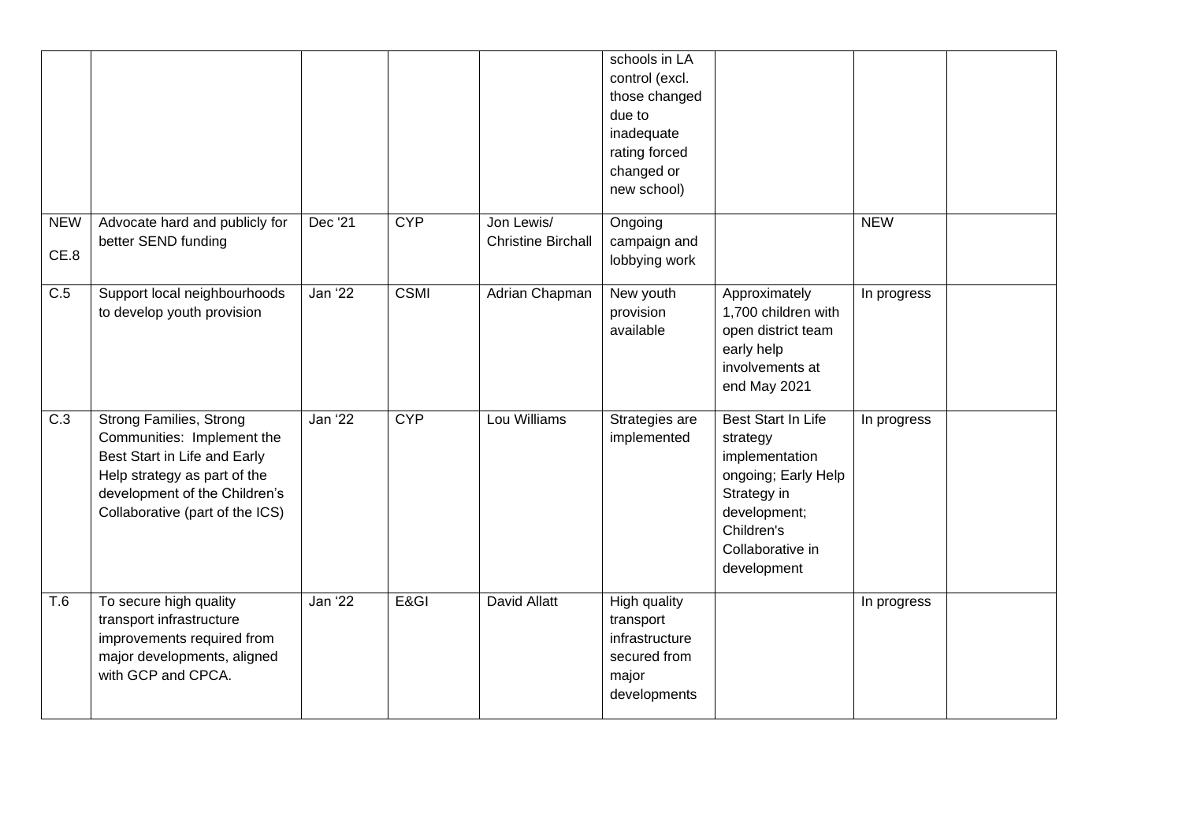| | | | | | | | | |
|---|---|---|---|---|---|---|---|---|
| | | | | | schools in LA control (excl. those changed due to inadequate rating forced changed or new school) | | | |
| NEW CE.8 | Advocate hard and publicly for better SEND funding | Dec '21 | CYP | Jon Lewis/ Christine Birchall | Ongoing campaign and lobbying work | | NEW | |
| C.5 | Support local neighbourhoods to develop youth provision | Jan '22 | CSMI | Adrian Chapman | New youth provision available | Approximately 1,700 children with open district team early help involvements at end May 2021 | In progress | |
| C.3 | Strong Families, Strong Communities: Implement the Best Start in Life and Early Help strategy as part of the development of the Children's Collaborative (part of the ICS) | Jan '22 | CYP | Lou Williams | Strategies are implemented | Best Start In Life strategy implementation ongoing; Early Help Strategy in development; Children's Collaborative in development | In progress | |
| T.6 | To secure high quality transport infrastructure improvements required from major developments, aligned with GCP and CPCA. | Jan '22 | E&GI | David Allatt | High quality transport infrastructure secured from major developments | | In progress | |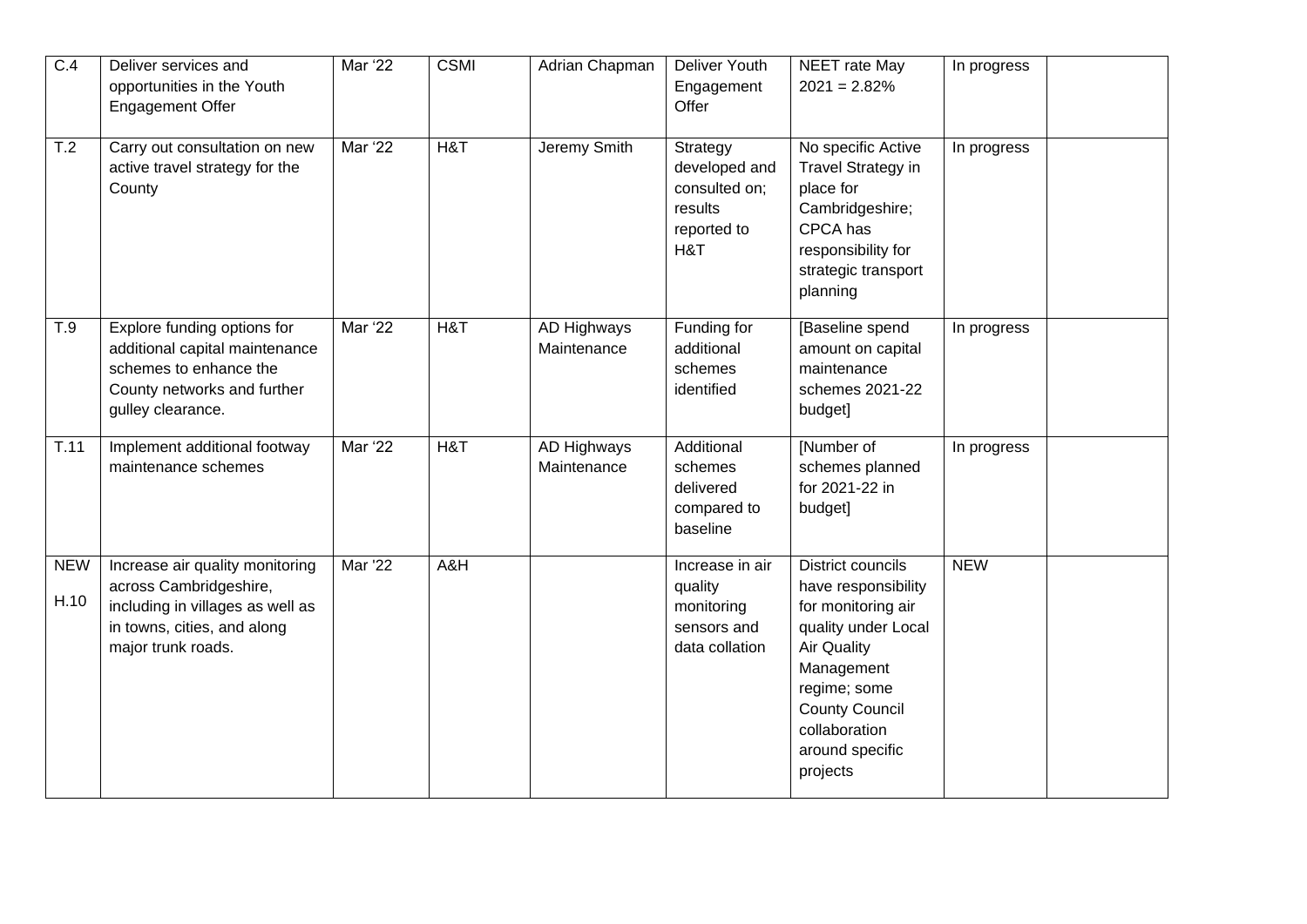| C.4 | Deliver services and opportunities in the Youth Engagement Offer | Mar '22 | CSMI | Adrian Chapman | Deliver Youth Engagement Offer | NEET rate May 2021 = 2.82% | In progress | |
|---|---|---|---|---|---|---|---|---|
| T.2 | Carry out consultation on new active travel strategy for the County | Mar '22 | H&T | Jeremy Smith | Strategy developed and consulted on; results reported to H&T | No specific Active Travel Strategy in place for Cambridgeshire; CPCA has responsibility for strategic transport planning | In progress | |
| T.9 | Explore funding options for additional capital maintenance schemes to enhance the County networks and further gulley clearance. | Mar '22 | H&T | AD Highways Maintenance | Funding for additional schemes identified | [Baseline spend amount on capital maintenance schemes 2021-22 budget] | In progress | |
| T.11 | Implement additional footway maintenance schemes | Mar '22 | H&T | AD Highways Maintenance | Additional schemes delivered compared to baseline | [Number of schemes planned for 2021-22 in budget] | In progress | |
| NEW H.10 | Increase air quality monitoring across Cambridgeshire, including in villages as well as in towns, cities, and along major trunk roads. | Mar '22 | A&H | | Increase in air quality monitoring sensors and data collation | District councils have responsibility for monitoring air quality under Local Air Quality Management regime; some County Council collaboration around specific projects | NEW | |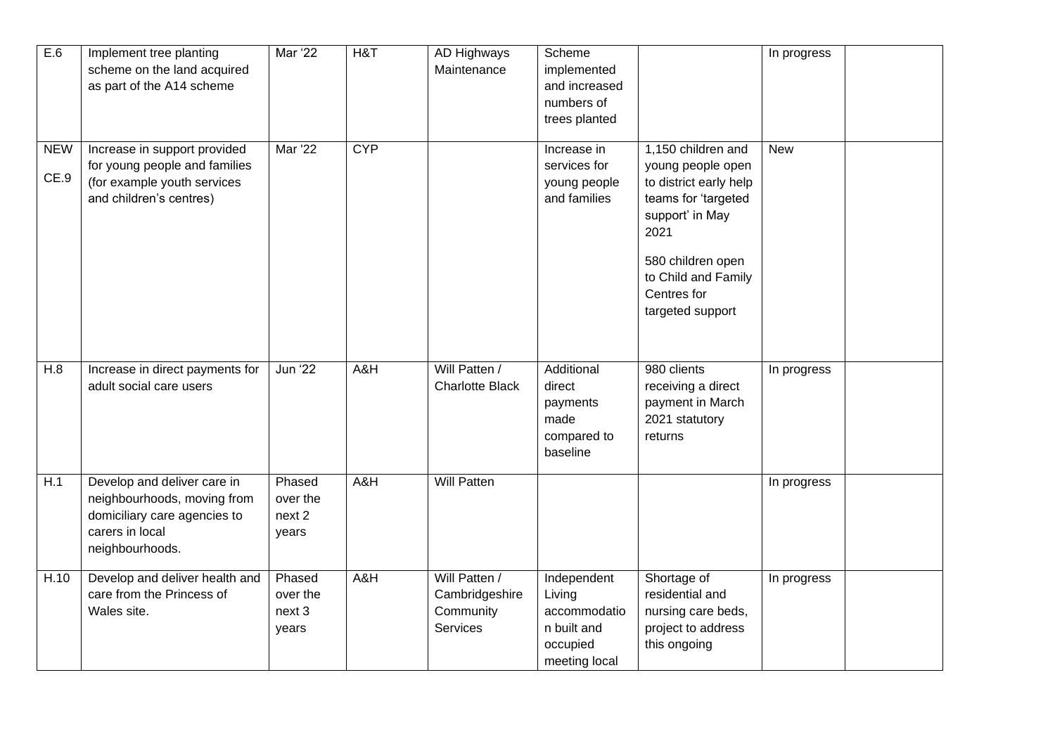| | | | | | | | | |
|---|---|---|---|---|---|---|---|---|
| E.6 | Implement tree planting scheme on the land acquired as part of the A14 scheme | Mar '22 | H&T | AD Highways Maintenance | Scheme implemented and increased numbers of trees planted | | In progress | |
| NEW CE.9 | Increase in support provided for young people and families (for example youth services and children's centres) | Mar '22 | CYP | | Increase in services for young people and families | 1,150 children and young people open to district early help teams for 'targeted support' in May 2021<br><br>580 children open to Child and Family Centres for targeted support | New | |
| H.8 | Increase in direct payments for adult social care users | Jun '22 | A&H | Will Patten / Charlotte Black | Additional direct payments made compared to baseline | 980 clients receiving a direct payment in March 2021 statutory returns | In progress | |
| H.1 | Develop and deliver care in neighbourhoods, moving from domiciliary care agencies to carers in local neighbourhoods. | Phased over the next 2 years | A&H | Will Patten | | | In progress | |
| H.10 | Develop and deliver health and care from the Princess of Wales site. | Phased over the next 3 years | A&H | Will Patten / Cambridgeshire Community Services | Independent Living accommodation built and occupied meeting local | Shortage of residential and nursing care beds, project to address this ongoing | In progress | |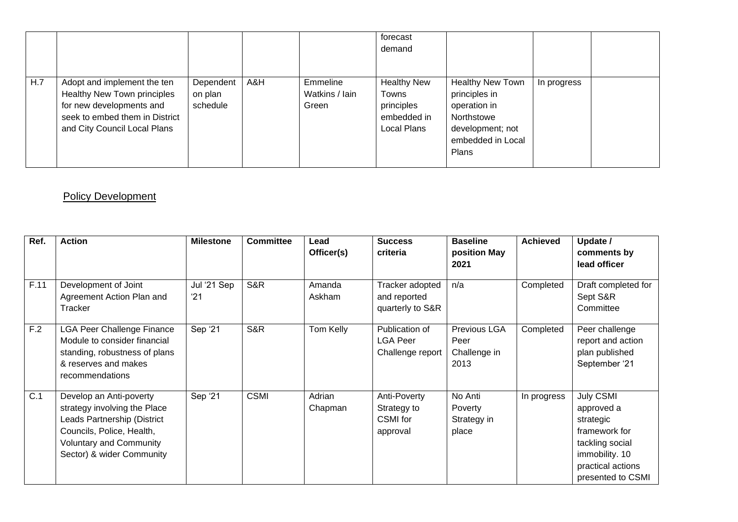|  |  |  |  |  | forecast demand |  |  |  |
|---|---|---|---|---|---|---|---|---|
| H.7 | Adopt and implement the ten Healthy New Town principles for new developments and seek to embed them in District and City Council Local Plans | Dependent on plan schedule | A&H | Emmeline Watkins / Iain Green | Healthy New Towns principles embedded in Local Plans | Healthy New Town principles in operation in Northstowe development; not embedded in Local Plans | In progress |  |

## Policy Development

| Ref. | Action | Milestone | Committee | Lead Officer(s) | Success criteria | Baseline position May 2021 | Achieved | Update / comments by lead officer |
|---|---|---|---|---|---|---|---|---|
| F.11 | Development of Joint Agreement Action Plan and Tracker | Jul '21 Sep '21 | S&R | Amanda Askham | Tracker adopted and reported quarterly to S&R | n/a | Completed | Draft completed for Sept S&R Committee |
| F.2 | LGA Peer Challenge Finance Module to consider financial standing, robustness of plans & reserves and makes recommendations | Sep '21 | S&R | Tom Kelly | Publication of LGA Peer Challenge report | Previous LGA Peer Challenge in 2013 | Completed | Peer challenge report and action plan published September '21 |
| C.1 | Develop an Anti-poverty strategy involving the Place Leads Partnership (District Councils, Police, Health, Voluntary and Community Sector) & wider Community | Sep '21 | CSMI | Adrian Chapman | Anti-Poverty Strategy to CSMI for approval | No Anti Poverty Strategy in place | In progress | July CSMI approved a strategic framework for tackling social immobility. 10 practical actions presented to CSMI |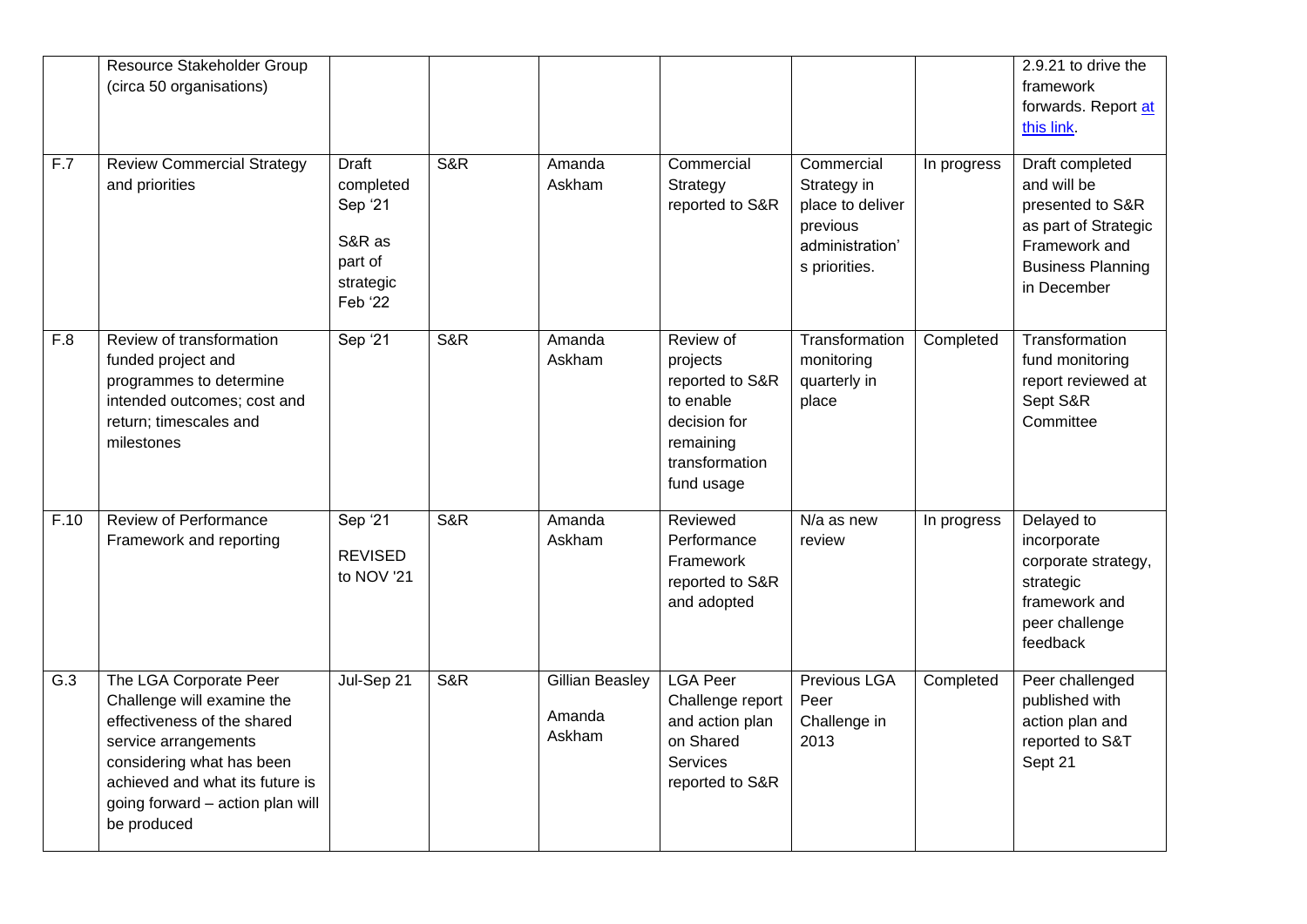| | | | | | | | | |
|---|---|---|---|---|---|---|---|---|
| | Resource Stakeholder Group (circa 50 organisations) | | | | | | | 2.9.21 to drive the framework forwards. Report at this link. |
| F.7 | Review Commercial Strategy and priorities | Draft completed Sep '21<br><br>S&R as part of strategic Feb '22 | S&R | Amanda Askham | Commercial Strategy reported to S&R | Commercial Strategy in place to deliver previous administration's priorities. | In progress | Draft completed and will be presented to S&R as part of Strategic Framework and Business Planning in December |
| F.8 | Review of transformation funded project and programmes to determine intended outcomes; cost and return; timescales and milestones | Sep '21 | S&R | Amanda Askham | Review of projects reported to S&R to enable decision for remaining transformation fund usage | Transformation monitoring quarterly in place | Completed | Transformation fund monitoring report reviewed at Sept S&R Committee |
| F.10 | Review of Performance Framework and reporting | Sep '21<br><br>REVISED to NOV '21 | S&R | Amanda Askham | Reviewed Performance Framework reported to S&R and adopted | N/a as new review | In progress | Delayed to incorporate corporate strategy, strategic framework and peer challenge feedback |
| G.3 | The LGA Corporate Peer Challenge will examine the effectiveness of the shared service arrangements considering what has been achieved and what its future is going forward – action plan will be produced | Jul-Sep 21 | S&R | Gillian Beasley<br><br>Amanda Askham | LGA Peer Challenge report and action plan on Shared Services reported to S&R | Previous LGA Peer Challenge in 2013 | Completed | Peer challenged published with action plan and reported to S&T Sept 21 |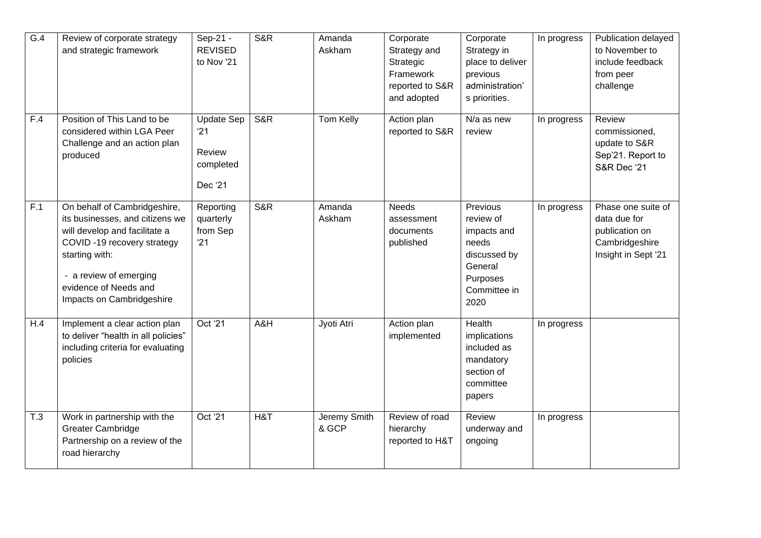| G.4 | Review of corporate strategy and strategic framework | Sep-21 - REVISED to Nov '21 | S&R | Amanda Askham | Corporate Strategy and Strategic Framework reported to S&R and adopted | Corporate Strategy in place to deliver previous administration's priorities. | In progress | Publication delayed to November to include feedback from peer challenge |
|---|---|---|---|---|---|---|---|---|
| F.4 | Position of This Land to be considered within LGA Peer Challenge and an action plan produced | Update Sep '21<br><br>Review completed<br><br>Dec '21 | S&R | Tom Kelly | Action plan reported to S&R | N/a as new review | In progress | Review commissioned, update to S&R Sep'21. Report to S&R Dec '21 |
| F.1 | On behalf of Cambridgeshire, its businesses, and citizens we will develop and facilitate a COVID -19 recovery strategy starting with:<br><br>- a review of emerging evidence of Needs and Impacts on Cambridgeshire | Reporting quarterly from Sep '21 | S&R | Amanda Askham | Needs assessment documents published | Previous review of impacts and needs discussed by General Purposes Committee in 2020 | In progress | Phase one suite of data due for publication on Cambridgeshire Insight in Sept '21 |
| H.4 | Implement a clear action plan to deliver "health in all policies" including criteria for evaluating policies | Oct '21 | A&H | Jyoti Atri | Action plan implemented | Health implications included as mandatory section of committee papers | In progress | |
| T.3 | Work in partnership with the Greater Cambridge Partnership on a review of the road hierarchy | Oct '21 | H&T | Jeremy Smith & GCP | Review of road hierarchy reported to H&T | Review underway and ongoing | In progress | |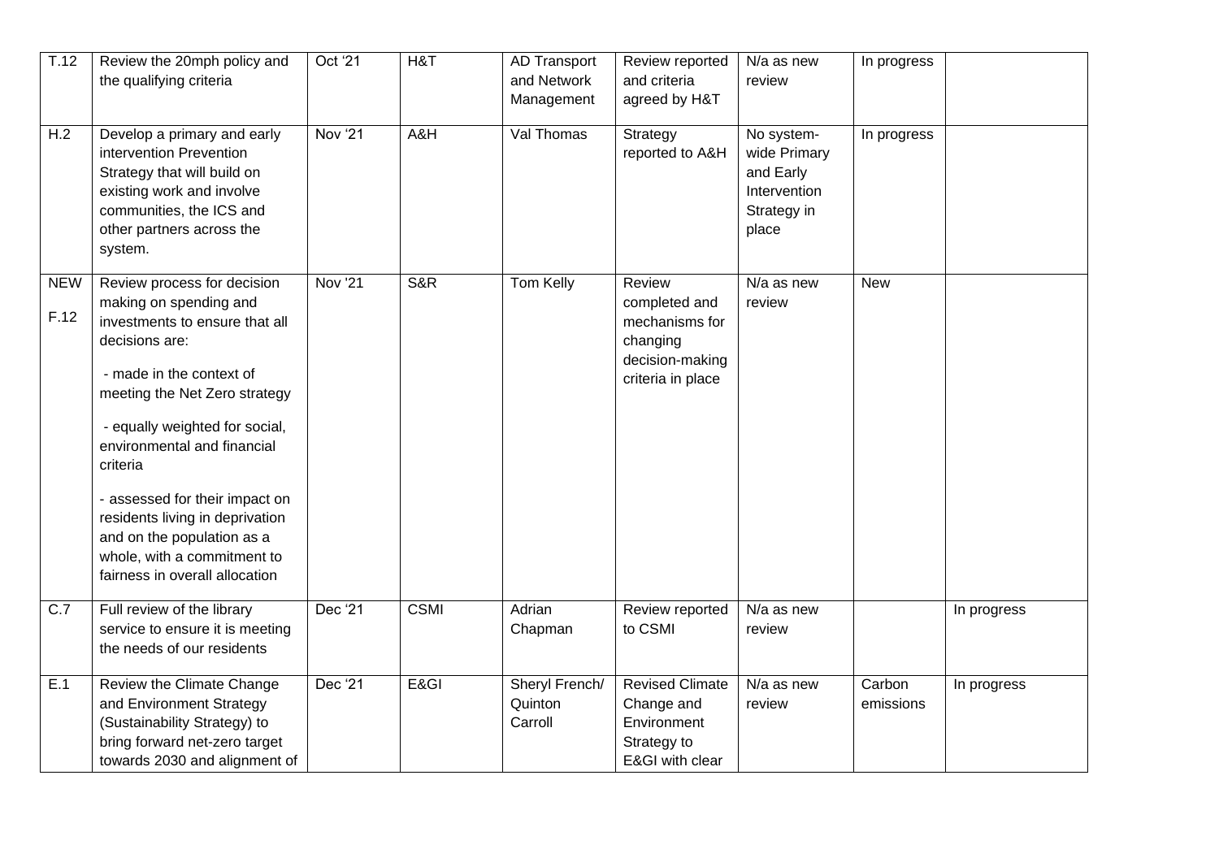| | | | | | | | | |
|---|---|---|---|---|---|---|---|---|
| T.12 | Review the 20mph policy and the qualifying criteria | Oct '21 | H&T | AD Transport and Network Management | Review reported and criteria agreed by H&T | N/a as new review | In progress | |
| H.2 | Develop a primary and early intervention Prevention Strategy that will build on existing work and involve communities, the ICS and other partners across the system. | Nov '21 | A&H | Val Thomas | Strategy reported to A&H | No system-wide Primary and Early Intervention Strategy in place | In progress | |
| NEW F.12 | Review process for decision making on spending and investments to ensure that all decisions are:<br><br>- made in the context of meeting the Net Zero strategy<br><br>- equally weighted for social, environmental and financial criteria<br><br>- assessed for their impact on residents living in deprivation and on the population as a whole, with a commitment to fairness in overall allocation | Nov '21 | S&R | Tom Kelly | Review completed and mechanisms for changing decision-making criteria in place | N/a as new review | New | |
| C.7 | Full review of the library service to ensure it is meeting the needs of our residents | Dec '21 | CSMI | Adrian Chapman | Review reported to CSMI | N/a as new review | | In progress |
| E.1 | Review the Climate Change and Environment Strategy (Sustainability Strategy) to bring forward net-zero target towards 2030 and alignment of | Dec '21 | E&GI | Sheryl French/ Quinton Carroll | Revised Climate Change and Environment Strategy to E&GI with clear | N/a as new review | Carbon emissions | In progress |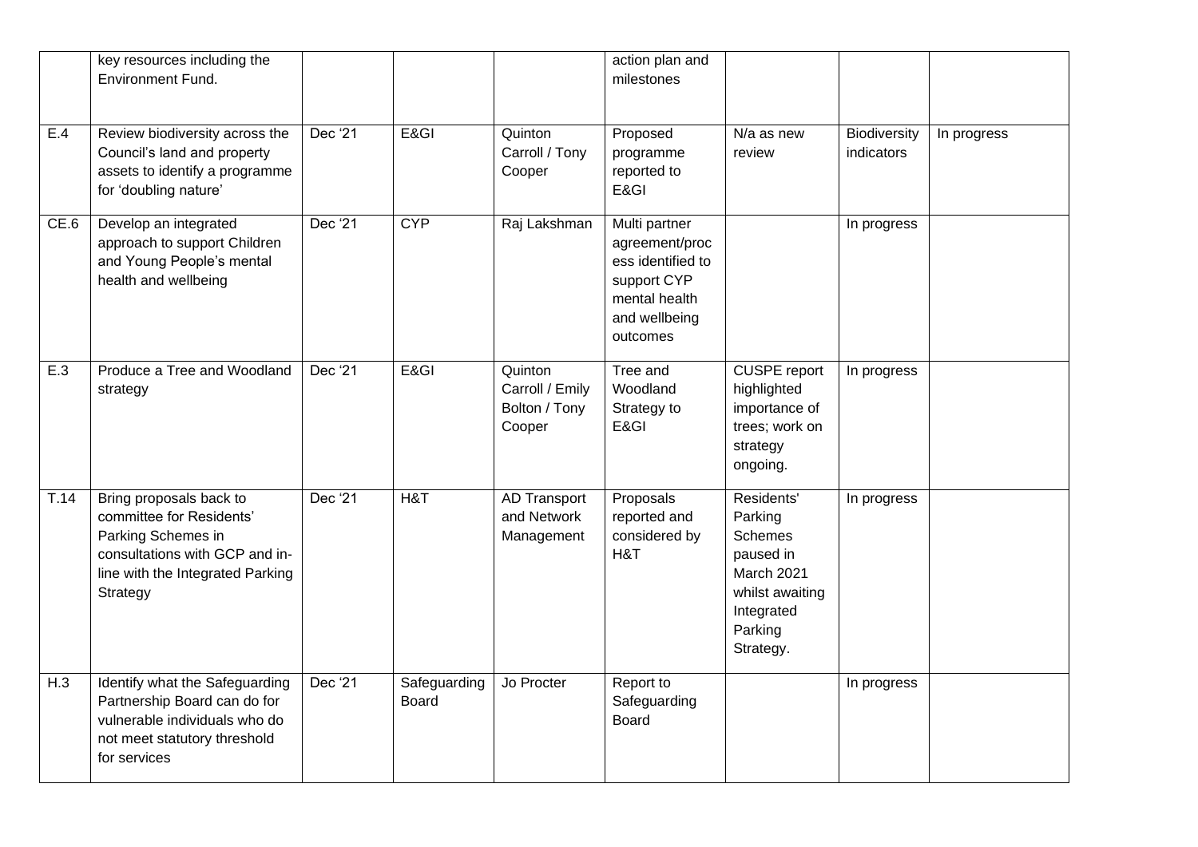| | | | | | | | | |
|---|---|---|---|---|---|---|---|---|
| | key resources including the Environment Fund. | | | | action plan and milestones | | | |
| E.4 | Review biodiversity across the Council's land and property assets to identify a programme for 'doubling nature' | Dec '21 | E&GI | Quinton Carroll / Tony Cooper | Proposed programme reported to E&GI | N/a as new review | Biodiversity indicators | In progress |
| CE.6 | Develop an integrated approach to support Children and Young People's mental health and wellbeing | Dec '21 | CYP | Raj Lakshman | Multi partner agreement/process identified to support CYP mental health and wellbeing outcomes | | In progress | |
| E.3 | Produce a Tree and Woodland strategy | Dec '21 | E&GI | Quinton Carroll / Emily Bolton / Tony Cooper | Tree and Woodland Strategy to E&GI | CUSPE report highlighted importance of trees; work on strategy ongoing. | In progress | |
| T.14 | Bring proposals back to committee for Residents' Parking Schemes in consultations with GCP and in-line with the Integrated Parking Strategy | Dec '21 | H&T | AD Transport and Network Management | Proposals reported and considered by H&T | Residents' Parking Schemes paused in March 2021 whilst awaiting Integrated Parking Strategy. | In progress | |
| H.3 | Identify what the Safeguarding Partnership Board can do for vulnerable individuals who do not meet statutory threshold for services | Dec '21 | Safeguarding Board | Jo Procter | Report to Safeguarding Board | | In progress | |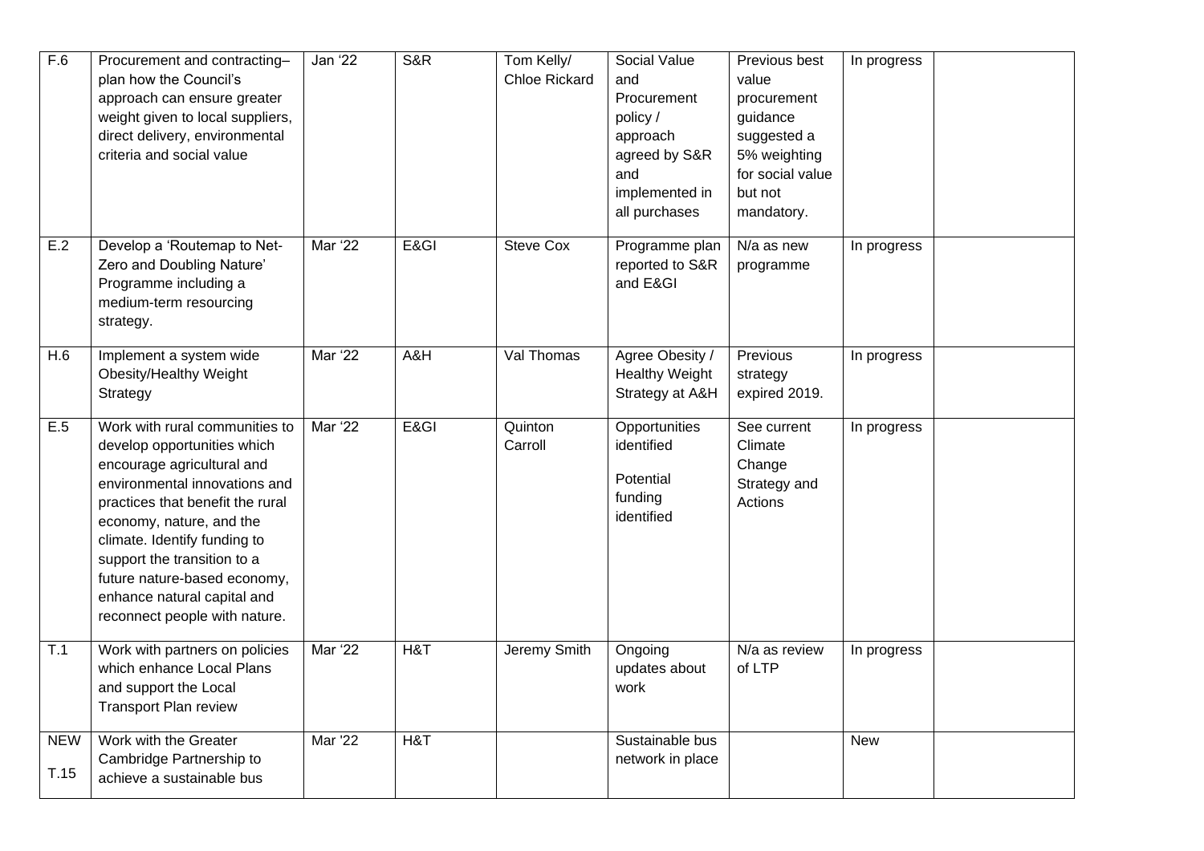| F.6 | Procurement and contracting– plan how the Council's approach can ensure greater weight given to local suppliers, direct delivery, environmental criteria and social value | Jan '22 | S&R | Tom Kelly/ Chloe Rickard | Social Value and Procurement policy / approach agreed by S&R and implemented in all purchases | Previous best value procurement guidance suggested a 5% weighting for social value but not mandatory. | In progress | |
|---|---|---|---|---|---|---|---|---|
| E.2 | Develop a 'Routemap to Net-Zero and Doubling Nature' Programme including a medium-term resourcing strategy. | Mar '22 | E&GI | Steve Cox | Programme plan reported to S&R and E&GI | N/a as new programme | In progress | |
| H.6 | Implement a system wide Obesity/Healthy Weight Strategy | Mar '22 | A&H | Val Thomas | Agree Obesity / Healthy Weight Strategy at A&H | Previous strategy expired 2019. | In progress | |
| E.5 | Work with rural communities to develop opportunities which encourage agricultural and environmental innovations and practices that benefit the rural economy, nature, and the climate. Identify funding to support the transition to a future nature-based economy, enhance natural capital and reconnect people with nature. | Mar '22 | E&GI | Quinton Carroll | Opportunities identified<br><br>Potential funding identified | See current Climate Change Strategy and Actions | In progress | |
| T.1 | Work with partners on policies which enhance Local Plans and support the Local Transport Plan review | Mar '22 | H&T | Jeremy Smith | Ongoing updates about work | N/a as review of LTP | In progress | |
| NEW T.15 | Work with the Greater Cambridge Partnership to achieve a sustainable bus | Mar '22 | H&T | | Sustainable bus network in place | | New | |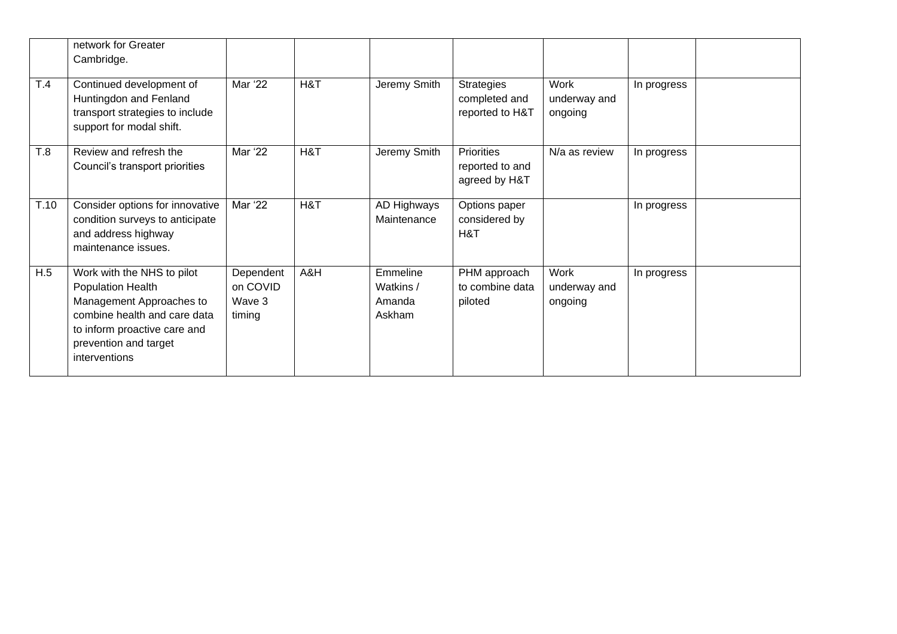| | | | | | | | | |
|---|---|---|---|---|---|---|---|---|
| | network for Greater Cambridge. | | | | | | | |
| T.4 | Continued development of Huntingdon and Fenland transport strategies to include support for modal shift. | Mar '22 | H&T | Jeremy Smith | Strategies completed and reported to H&T | Work underway and ongoing | In progress | |
| T.8 | Review and refresh the Council's transport priorities | Mar '22 | H&T | Jeremy Smith | Priorities reported to and agreed by H&T | N/a as review | In progress | |
| T.10 | Consider options for innovative condition surveys to anticipate and address highway maintenance issues. | Mar '22 | H&T | AD Highways Maintenance | Options paper considered by H&T | | In progress | |
| H.5 | Work with the NHS to pilot Population Health Management Approaches to combine health and care data to inform proactive care and prevention and target interventions | Dependent on COVID Wave 3 timing | A&H | Emmeline Watkins / Amanda Askham | PHM approach to combine data piloted | Work underway and ongoing | In progress | |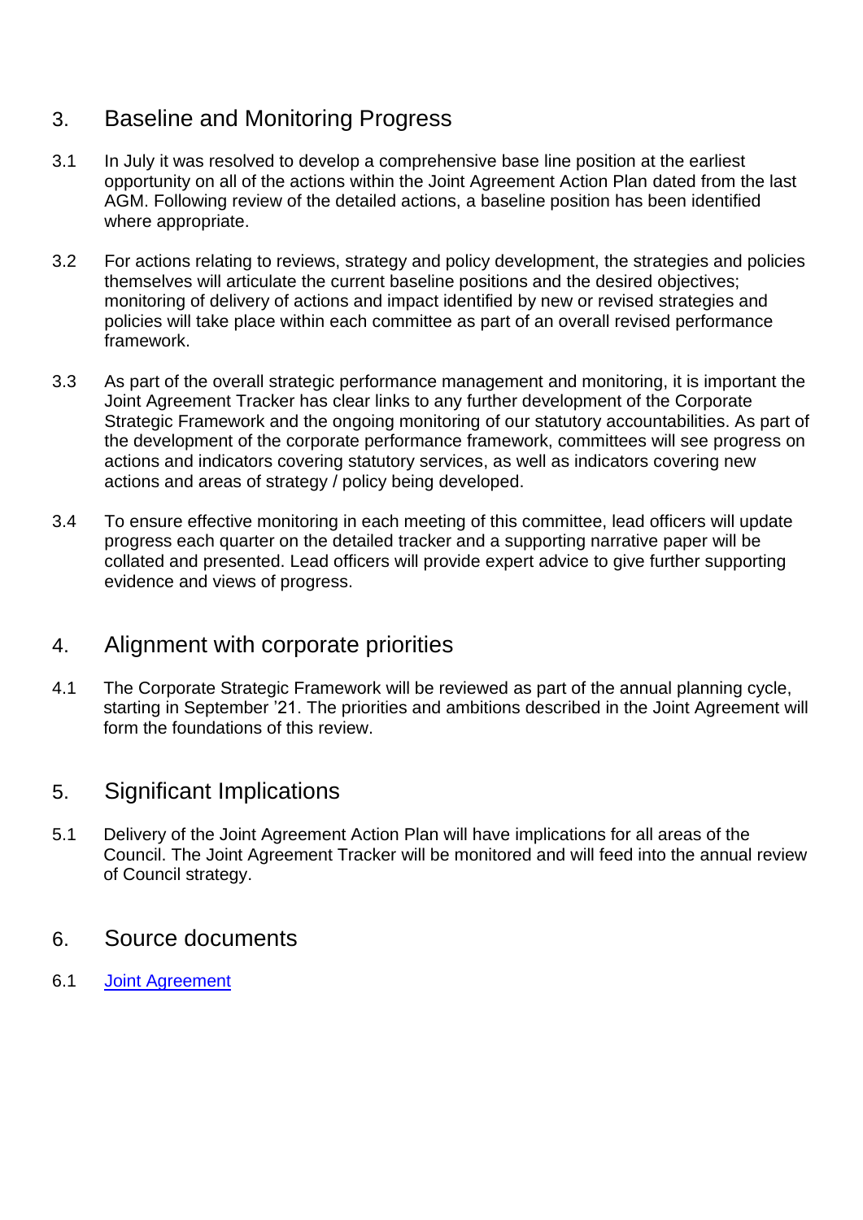## 3. Baseline and Monitoring Progress

3.1 In July it was resolved to develop a comprehensive base line position at the earliest opportunity on all of the actions within the Joint Agreement Action Plan dated from the last AGM. Following review of the detailed actions, a baseline position has been identified where appropriate.

3.2 For actions relating to reviews, strategy and policy development, the strategies and policies themselves will articulate the current baseline positions and the desired objectives; monitoring of delivery of actions and impact identified by new or revised strategies and policies will take place within each committee as part of an overall revised performance framework.

3.3 As part of the overall strategic performance management and monitoring, it is important the Joint Agreement Tracker has clear links to any further development of the Corporate Strategic Framework and the ongoing monitoring of our statutory accountabilities. As part of the development of the corporate performance framework, committees will see progress on actions and indicators covering statutory services, as well as indicators covering new actions and areas of strategy / policy being developed.

3.4 To ensure effective monitoring in each meeting of this committee, lead officers will update progress each quarter on the detailed tracker and a supporting narrative paper will be collated and presented. Lead officers will provide expert advice to give further supporting evidence and views of progress.

## 4. Alignment with corporate priorities

4.1 The Corporate Strategic Framework will be reviewed as part of the annual planning cycle, starting in September '21. The priorities and ambitions described in the Joint Agreement will form the foundations of this review.

## 5. Significant Implications

5.1 Delivery of the Joint Agreement Action Plan will have implications for all areas of the Council. The Joint Agreement Tracker will be monitored and will feed into the annual review of Council strategy.

## 6. Source documents

6.1 Joint Agreement